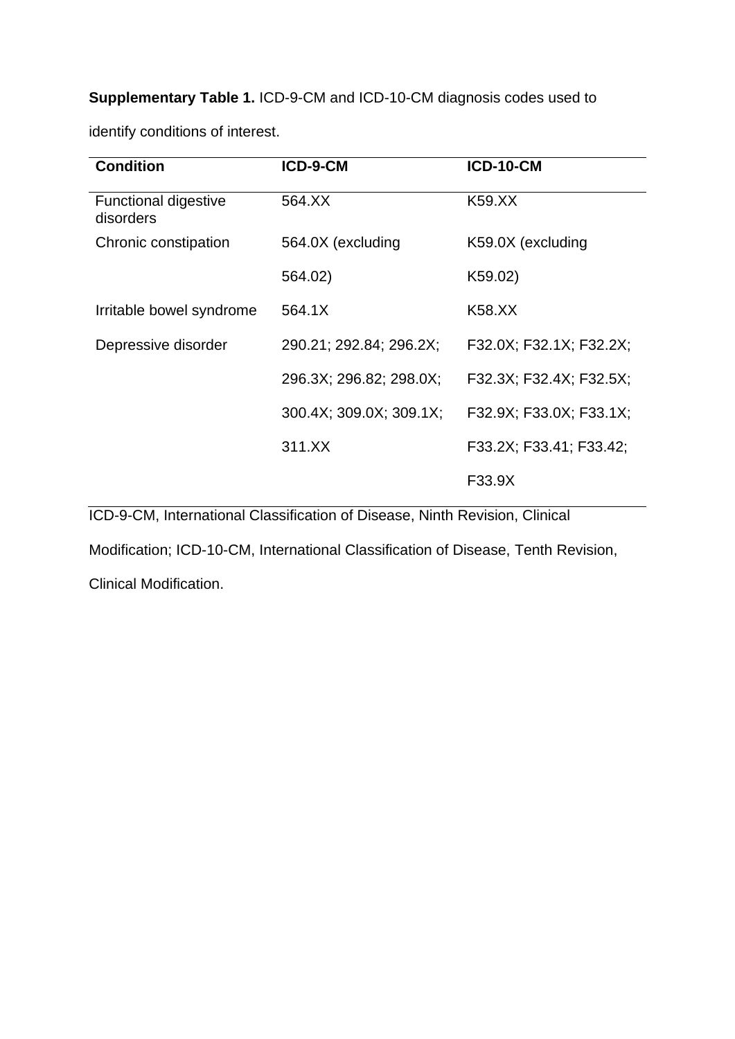**Supplementary Table 1.** ICD-9-CM and ICD-10-CM diagnosis codes used to identify conditions of interest.

| Condition | ICD-9-CM | ICD-10-CM |
|---|---|---|
| Functional digestive disorders | 564.XX | K59.XX |
| Chronic constipation | 564.0X (excluding 564.02) | K59.0X (excluding K59.02) |
| Irritable bowel syndrome | 564.1X | K58.XX |
| Depressive disorder | 290.21; 292.84; 296.2X; 296.3X; 296.82; 298.0X; 300.4X; 309.0X; 309.1X; 311.XX | F32.0X; F32.1X; F32.2X; F32.3X; F32.4X; F32.5X; F32.9X; F33.0X; F33.1X; F33.2X; F33.41; F33.42; F33.9X |

ICD-9-CM, International Classification of Disease, Ninth Revision, Clinical Modification; ICD-10-CM, International Classification of Disease, Tenth Revision, Clinical Modification.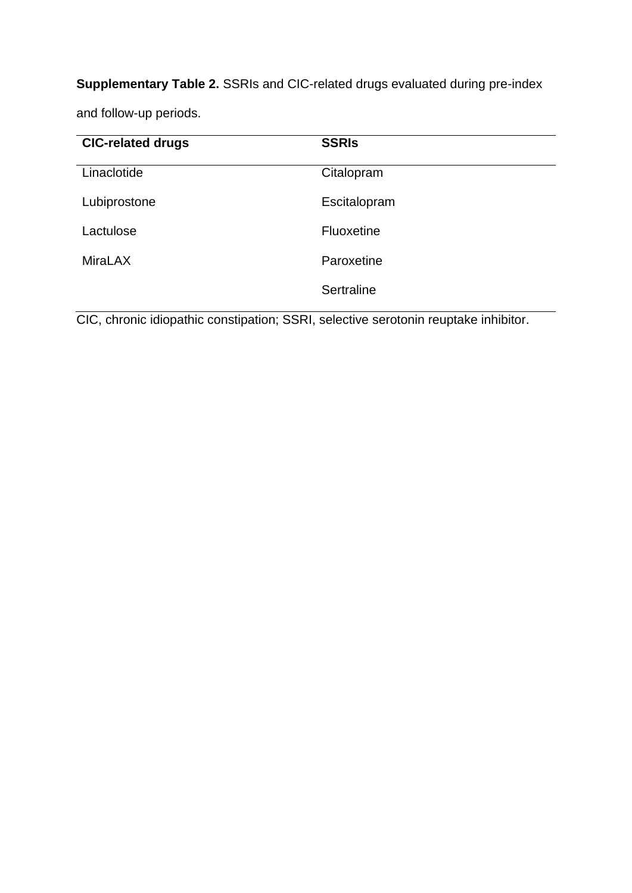**Supplementary Table 2.** SSRIs and CIC-related drugs evaluated during pre-index and follow-up periods.

| CIC-related drugs | SSRIs |
| --- | --- |
| Linaclotide | Citalopram |
| Lubiprostone | Escitalopram |
| Lactulose | Fluoxetine |
| MiraLAX | Paroxetine |
| | Sertraline |

CIC, chronic idiopathic constipation; SSRI, selective serotonin reuptake inhibitor.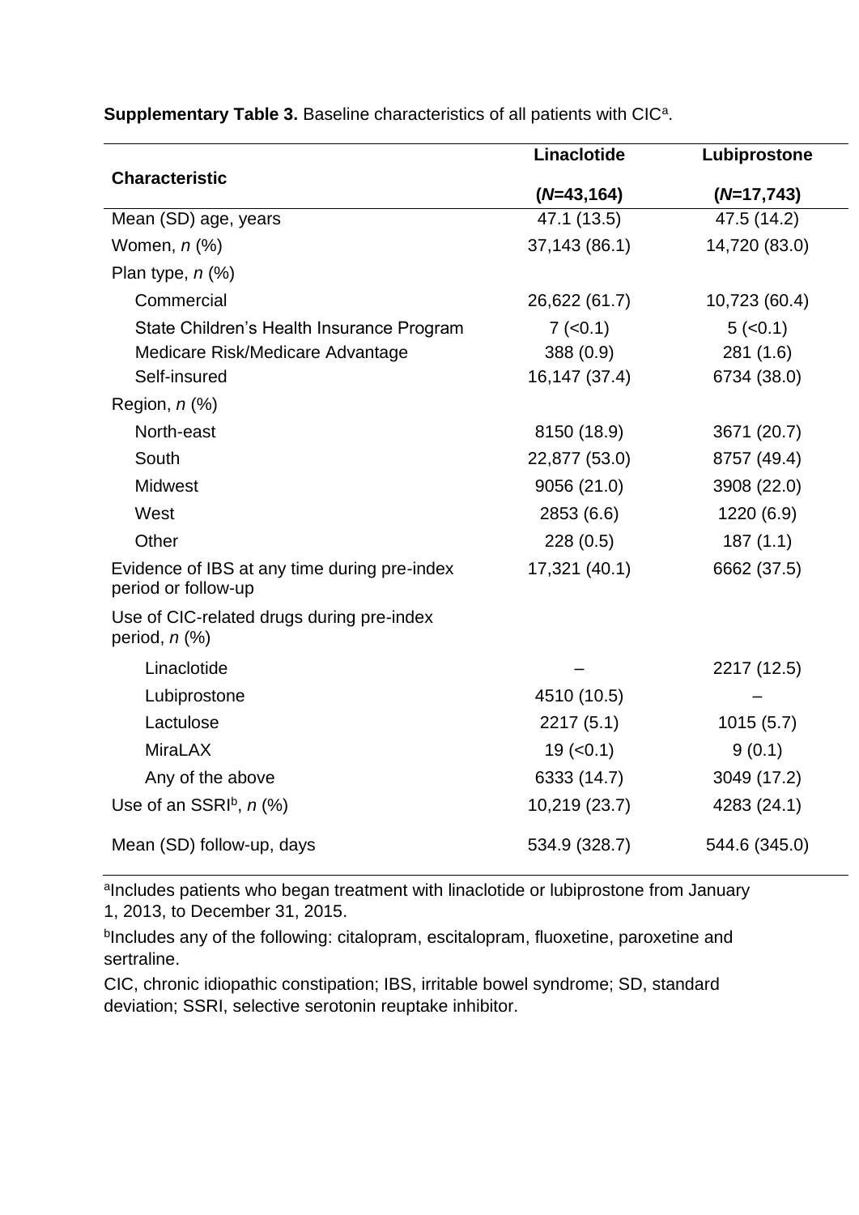**Supplementary Table 3.** Baseline characteristics of all patients with CIC[a].

| Characteristic | Linaclotide (*N*=43,164) | Lubiprostone (*N*=17,743) |
|---|---|---|
| Mean (SD) age, years | 47.1 (13.5) | 47.5 (14.2) |
| Women, *n* (%) | 37,143 (86.1) | 14,720 (83.0) |
| Plan type, *n* (%) | | |
| Commercial | 26,622 (61.7) | 10,723 (60.4) |
| State Children's Health Insurance Program | 7 (<0.1) | 5 (<0.1) |
| Medicare Risk/Medicare Advantage | 388 (0.9) | 281 (1.6) |
| Self-insured | 16,147 (37.4) | 6734 (38.0) |
| Region, *n* (%) | | |
| North-east | 8150 (18.9) | 3671 (20.7) |
| South | 22,877 (53.0) | 8757 (49.4) |
| Midwest | 9056 (21.0) | 3908 (22.0) |
| West | 2853 (6.6) | 1220 (6.9) |
| Other | 228 (0.5) | 187 (1.1) |
| Evidence of IBS at any time during pre-index period or follow-up | 17,321 (40.1) | 6662 (37.5) |
| Use of CIC-related drugs during pre-index period, *n* (%) | | |
| Linaclotide | – | 2217 (12.5) |
| Lubiprostone | 4510 (10.5) | – |
| Lactulose | 2217 (5.1) | 1015 (5.7) |
| MiraLAX | 19 (<0.1) | 9 (0.1) |
| Any of the above | 6333 (14.7) | 3049 (17.2) |
| Use of an SSRI[b], *n* (%) | 10,219 (23.7) | 4283 (24.1) |
| Mean (SD) follow-up, days | 534.9 (328.7) | 544.6 (345.0) |

[a]Includes patients who began treatment with linaclotide or lubiprostone from January 1, 2013, to December 31, 2015.

[b]Includes any of the following: citalopram, escitalopram, fluoxetine, paroxetine and sertraline.

CIC, chronic idiopathic constipation; IBS, irritable bowel syndrome; SD, standard deviation; SSRI, selective serotonin reuptake inhibitor.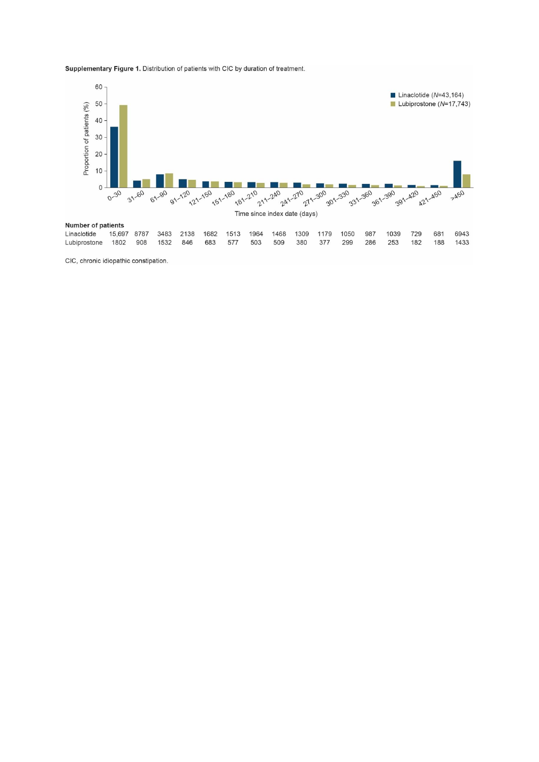**Supplementary Figure 1.** Distribution of patients with CIC by duration of treatment.

**Number of patients**

| | 0–30 | 31–60 | 61–90 | 91–120 | 121–150 | 151–180 | 181–210 | 211–240 | 241–270 | 271–300 | 301–330 | 331–360 | 361–390 | 391–420 | 421–450 | >450 |
|---|---|---|---|---|---|---|---|---|---|---|---|---|---|---|---|---|
| Linaclotide | 15,697 | 8787 | 3483 | 2138 | 1682 | 1513 | 1964 | 1468 | 1309 | 1179 | 1050 | 987 | 1039 | 729 | 681 | 6943 |
| Lubiprostone | 1802 | 908 | 1532 | 846 | 683 | 577 | 503 | 509 | 380 | 377 | 299 | 286 | 253 | 182 | 188 | 1433 |

CIC, chronic idiopathic constipation.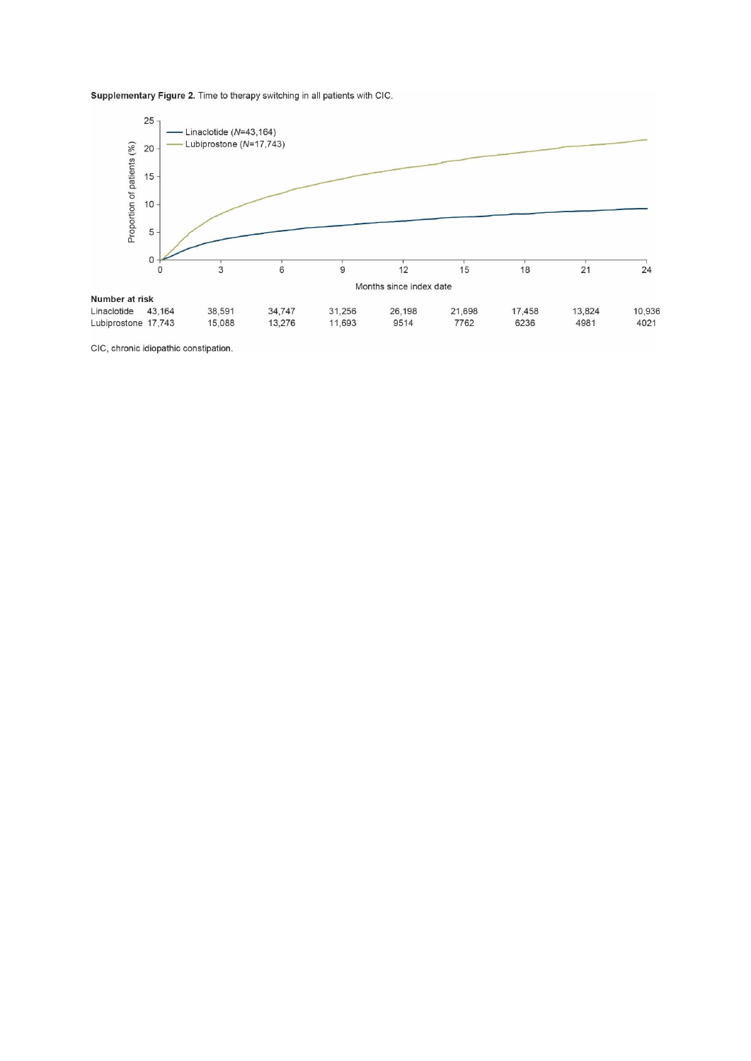**Supplementary Figure 2.** Time to therapy switching in all patients with CIC.

Linaclotide (*N*=43,164)
Lubiprostone (*N*=17,743)

Proportion of patients (%)

0
5
10
15
20
25

0
3
6
9
12
15
18
21
24

Months since index date

**Number at risk**

Linaclotide 43,164 38,591 34,747 31,256 26,198 21,698 17,458 13,824 10,936

Lubiprostone 17,743 15,088 13,276 11,693 9514 7762 6236 4981 4021

CIC, chronic idiopathic constipation.